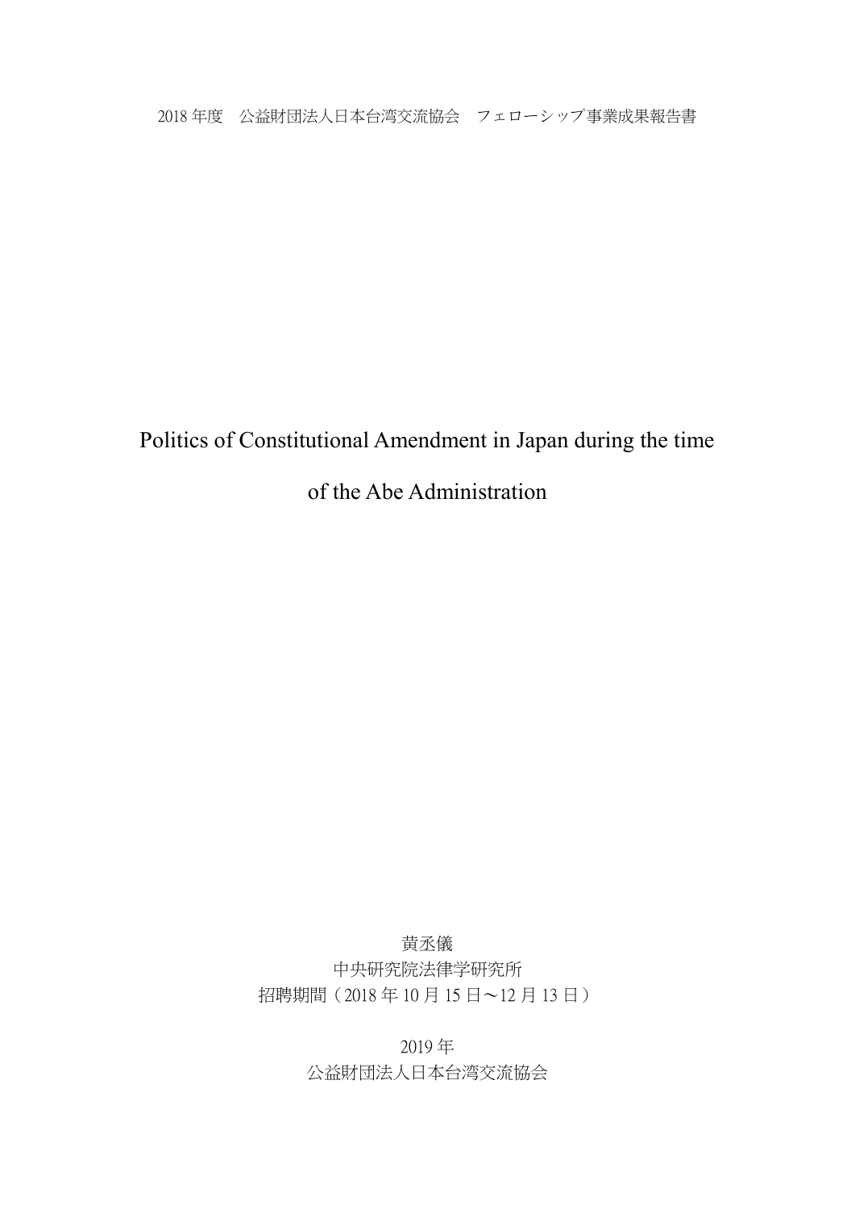2018 年度　公益財団法人日本台湾交流協会　フェローシップ事業成果報告書

# Politics of Constitutional Amendment in Japan during the time of the Abe Administration

黄丞儀

中央研究院法律学研究所

招聘期間（2018 年 10 月 15 日～12 月 13 日）

2019 年

公益財団法人日本台湾交流協会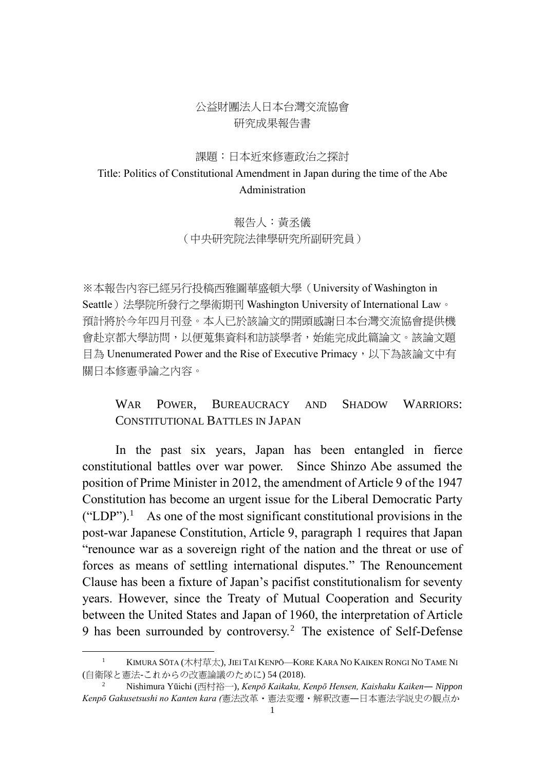公益財團法人日本台灣交流協會

研究成果報告書

課題：日本近來修憲政治之探討

Title: Politics of Constitutional Amendment in Japan during the time of the Abe Administration

報告人：黃丞儀

（中央研究院法律學研究所副研究員）

※本報告內容已經另行投稿西雅圖華盛頓大學（University of Washington in Seattle）法學院所發行之學術期刊 Washington University of International Law。預計將於今年四月刊登。本人已於該論文的開頭感謝日本台灣交流協會提供機會赴京都大學訪問，以便蒐集資料和訪談學者，始能完成此篇論文。該論文題目為 Unenumerated Power and the Rise of Executive Primacy，以下為該論文中有關日本修憲爭論之內容。

## WAR POWER, BUREAUCRACY AND SHADOW WARRIORS: CONSTITUTIONAL BATTLES IN JAPAN

In the past six years, Japan has been entangled in fierce constitutional battles over war power. Since Shinzo Abe assumed the position of Prime Minister in 2012, the amendment of Article 9 of the 1947 Constitution has become an urgent issue for the Liberal Democratic Party ("LDP").[1] As one of the most significant constitutional provisions in the post-war Japanese Constitution, Article 9, paragraph 1 requires that Japan "renounce war as a sovereign right of the nation and the threat or use of forces as means of settling international disputes." The Renouncement Clause has been a fixture of Japan's pacifist constitutionalism for seventy years. However, since the Treaty of Mutual Cooperation and Security between the United States and Japan of 1960, the interpretation of Article 9 has been surrounded by controversy.[2] The existence of Self-Defense

---

[1] KIMURA SŌTA (木村草太), JIEI TAI KENPŌ—KORE KARA NO KAIKEN RONGI NO TAME NI (自衛隊と憲法-これからの改憲論議のために) 54 (2018).

[2] Nishimura Yūichi (西村裕一), *Kenpō Kaikaku, Kenpō Hensen, Kaishaku Kaiken— Nippon Kenpō Gakusetsushi no Kanten kara (*憲法改革・憲法変遷・解釈改憲—日本憲法学説史の観点か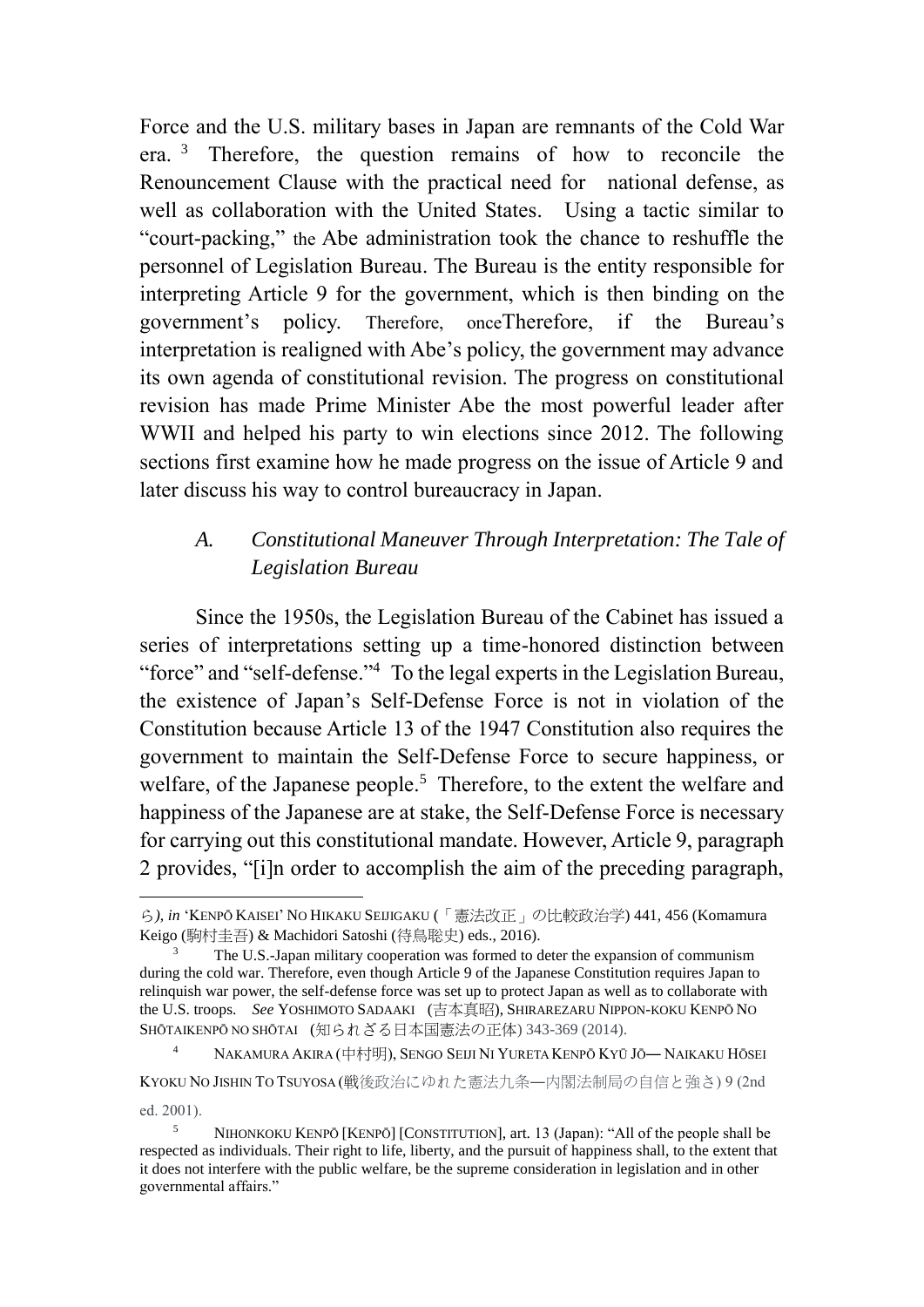Force and the U.S. military bases in Japan are remnants of the Cold War era.[3] Therefore, the question remains of how to reconcile the Renouncement Clause with the practical need for national defense, as well as collaboration with the United States. Using a tactic similar to "court-packing," the Abe administration took the chance to reshuffle the personnel of Legislation Bureau. The Bureau is the entity responsible for interpreting Article 9 for the government, which is then binding on the government's policy. Therefore, onceTherefore, if the Bureau's interpretation is realigned with Abe's policy, the government may advance its own agenda of constitutional revision. The progress on constitutional revision has made Prime Minister Abe the most powerful leader after WWII and helped his party to win elections since 2012. The following sections first examine how he made progress on the issue of Article 9 and later discuss his way to control bureaucracy in Japan.

### *A. Constitutional Maneuver Through Interpretation: The Tale of Legislation Bureau*

Since the 1950s, the Legislation Bureau of the Cabinet has issued a series of interpretations setting up a time-honored distinction between "force" and "self-defense."[4] To the legal experts in the Legislation Bureau, the existence of Japan's Self-Defense Force is not in violation of the Constitution because Article 13 of the 1947 Constitution also requires the government to maintain the Self-Defense Force to secure happiness, or welfare, of the Japanese people.[5] Therefore, to the extent the welfare and happiness of the Japanese are at stake, the Self-Defense Force is necessary for carrying out this constitutional mandate. However, Article 9, paragraph 2 provides, "[i]n order to accomplish the aim of the preceding paragraph,

---

ら*)*, *in* 'KENPŌ KAISEI' NO HIKAKU SEIJIGAKU (「憲法改正」の比較政治学) 441, 456 (Komamura Keigo (駒村圭吾) & Machidori Satoshi (待鳥聡史) eds., 2016).

[3] The U.S.-Japan military cooperation was formed to deter the expansion of communism during the cold war. Therefore, even though Article 9 of the Japanese Constitution requires Japan to relinquish war power, the self-defense force was set up to protect Japan as well as to collaborate with the U.S. troops. *See* YOSHIMOTO SADAAKI (吉本真昭), SHIRAREZARU NIPPON-KOKU KENPŌ NO SHŌTAIKENPŌ NO SHŌTAI (知られざる日本国憲法の正体) 343-369 (2014).

[4] NAKAMURA AKIRA (中村明), SENGO SEIJI NI YURETA KENPŌ KYŪ JŌ— NAIKAKU HŌSEI KYOKU NO JISHIN TO TSUYOSA (戦後政治にゆれた憲法九条—内閣法制局の自信と強さ) 9 (2nd ed. 2001).

[5] NIHONKOKU KENPŌ [KENPŌ] [CONSTITUTION], art. 13 (Japan): "All of the people shall be respected as individuals. Their right to life, liberty, and the pursuit of happiness shall, to the extent that it does not interfere with the public welfare, be the supreme consideration in legislation and in other governmental affairs."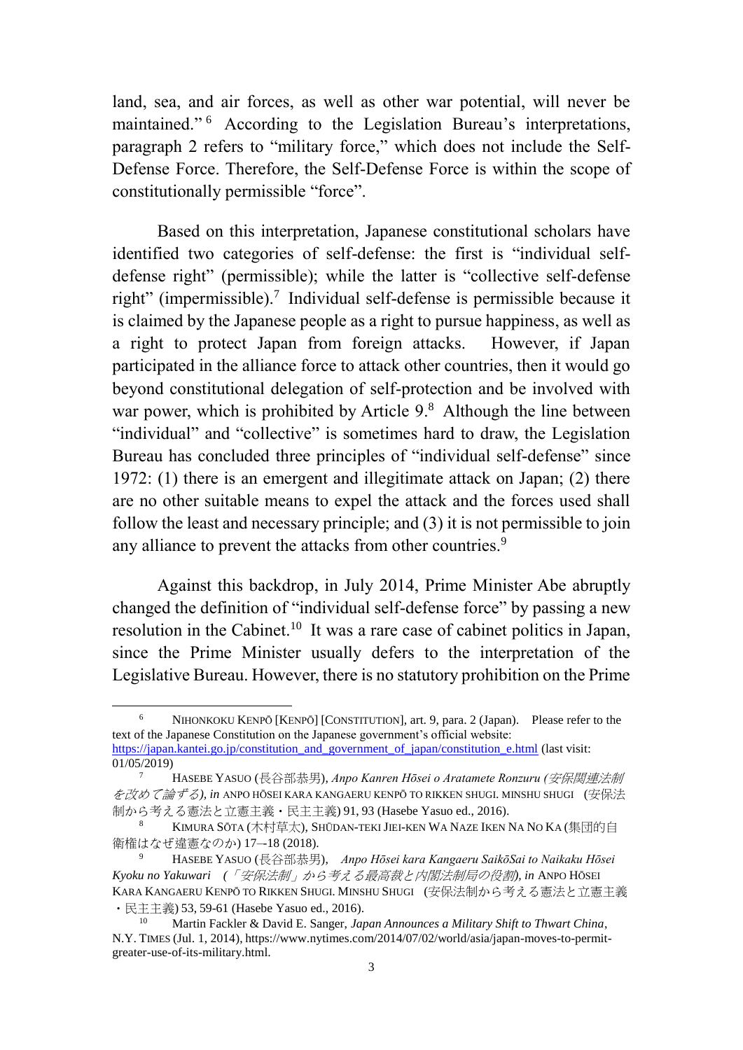land, sea, and air forces, as well as other war potential, will never be maintained."[6] According to the Legislation Bureau's interpretations, paragraph 2 refers to "military force," which does not include the Self-Defense Force. Therefore, the Self-Defense Force is within the scope of constitutionally permissible "force".

Based on this interpretation, Japanese constitutional scholars have identified two categories of self-defense: the first is "individual self-defense right" (permissible); while the latter is "collective self-defense right" (impermissible).[7] Individual self-defense is permissible because it is claimed by the Japanese people as a right to pursue happiness, as well as a right to protect Japan from foreign attacks. However, if Japan participated in the alliance force to attack other countries, then it would go beyond constitutional delegation of self-protection and be involved with war power, which is prohibited by Article 9.[8] Although the line between "individual" and "collective" is sometimes hard to draw, the Legislation Bureau has concluded three principles of "individual self-defense" since 1972: (1) there is an emergent and illegitimate attack on Japan; (2) there are no other suitable means to expel the attack and the forces used shall follow the least and necessary principle; and (3) it is not permissible to join any alliance to prevent the attacks from other countries.[9]

Against this backdrop, in July 2014, Prime Minister Abe abruptly changed the definition of "individual self-defense force" by passing a new resolution in the Cabinet.[10] It was a rare case of cabinet politics in Japan, since the Prime Minister usually defers to the interpretation of the Legislative Bureau. However, there is no statutory prohibition on the Prime

---

[6] NIHONKOKU KENPŌ [KENPŌ] [CONSTITUTION], art. 9, para. 2 (Japan). Please refer to the text of the Japanese Constitution on the Japanese government's official website: https://japan.kantei.go.jp/constitution_and_government_of_japan/constitution_e.html (last visit: 01/05/2019)

[7] HASEBE YASUO (長谷部恭男), *Anpo Kanren Hōsei o Aratamete Ronzuru (安保関連法制を改めて論ずる)*, *in* ANPO HŌSEI KARA KANGAERU KENPŌ TO RIKKEN SHUGI. MINSHU SHUGI (安保法制から考える憲法と立憲主義・民主主義) 91, 93 (Hasebe Yasuo ed., 2016).

[8] KIMURA SŌTA (木村草太), SHŪDAN-TEKI JIEI-KEN WA NAZE IKEN NA NO KA (集団的自衛権はなぜ違憲なのか) 17–18 (2018).

[9] HASEBE YASUO (長谷部恭男), *Anpo Hōsei kara Kangaeru SaikōSai to Naikaku Hōsei Kyoku no Yakuwari (「安保法制」から考える最高裁と内閣法制局の役割)*, *in* ANPO HŌSEI KARA KANGAERU KENPŌ TO RIKKEN SHUGI. MINSHU SHUGI (安保法制から考える憲法と立憲主義・民主主義) 53, 59-61 (Hasebe Yasuo ed., 2016).

[10] Martin Fackler & David E. Sanger, *Japan Announces a Military Shift to Thwart China*, N.Y. TIMES (Jul. 1, 2014), https://www.nytimes.com/2014/07/02/world/asia/japan-moves-to-permit-greater-use-of-its-military.html.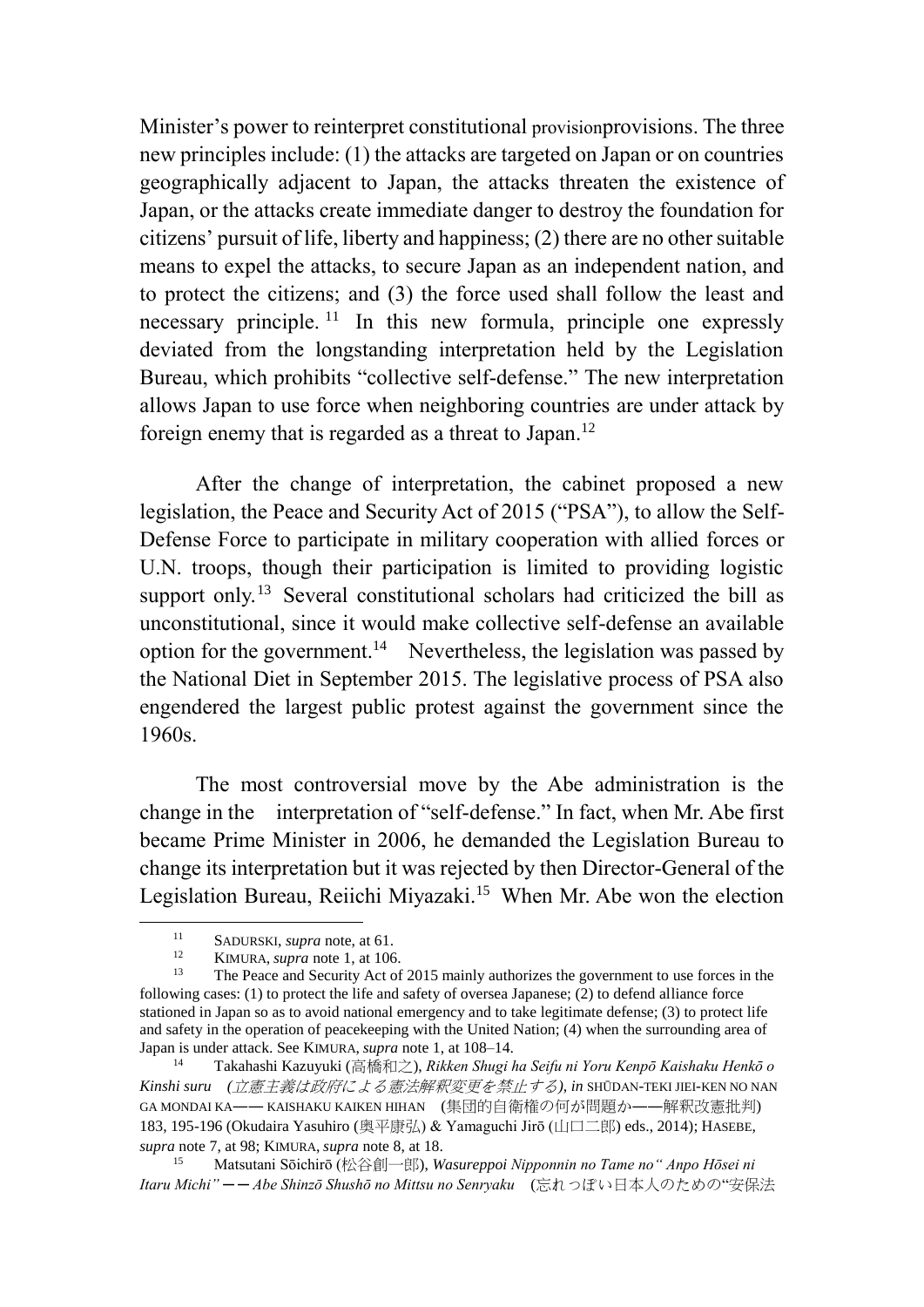Minister's power to reinterpret constitutional provisionprovisions. The three new principles include: (1) the attacks are targeted on Japan or on countries geographically adjacent to Japan, the attacks threaten the existence of Japan, or the attacks create immediate danger to destroy the foundation for citizens' pursuit of life, liberty and happiness; (2) there are no other suitable means to expel the attacks, to secure Japan as an independent nation, and to protect the citizens; and (3) the force used shall follow the least and necessary principle.[11] In this new formula, principle one expressly deviated from the longstanding interpretation held by the Legislation Bureau, which prohibits "collective self-defense." The new interpretation allows Japan to use force when neighboring countries are under attack by foreign enemy that is regarded as a threat to Japan.[12]

After the change of interpretation, the cabinet proposed a new legislation, the Peace and Security Act of 2015 ("PSA"), to allow the Self-Defense Force to participate in military cooperation with allied forces or U.N. troops, though their participation is limited to providing logistic support only.[13] Several constitutional scholars had criticized the bill as unconstitutional, since it would make collective self-defense an available option for the government.[14] Nevertheless, the legislation was passed by the National Diet in September 2015. The legislative process of PSA also engendered the largest public protest against the government since the 1960s.

The most controversial move by the Abe administration is the change in the interpretation of "self-defense." In fact, when Mr. Abe first became Prime Minister in 2006, he demanded the Legislation Bureau to change its interpretation but it was rejected by then Director-General of the Legislation Bureau, Reiichi Miyazaki.[15] When Mr. Abe won the election

---

[11] SADURSKI, *supra* note, at 61.

[12] KIMURA, *supra* note 1, at 106.

[13] The Peace and Security Act of 2015 mainly authorizes the government to use forces in the following cases: (1) to protect the life and safety of oversea Japanese; (2) to defend alliance force stationed in Japan so as to avoid national emergency and to take legitimate defense; (3) to protect life and safety in the operation of peacekeeping with the United Nation; (4) when the surrounding area of Japan is under attack. See KIMURA, *supra* note 1, at 108–14.

[14] Takahashi Kazuyuki (高橋和之), *Rikken Shugi ha Seifu ni Yoru Kenpō Kaishaku Henkō o Kinshi suru (立憲主義は政府による憲法解釈変更を禁止する)*, *in* SHŪDAN-TEKI JIEI-KEN NO NAN GA MONDAI KA—— KAISHAKU KAIKEN HIHAN (集団的自衛権の何が問題か——解釈改憲批判) 183, 195-196 (Okudaira Yasuhiro (奥平康弘) & Yamaguchi Jirō (山口二郎) eds., 2014); HASEBE, *supra* note 7, at 98; KIMURA, *supra* note 8, at 18.

[15] Matsutani Sōichirō (松谷創一郎), *Wasureppoi Nipponnin no Tame no" Anpo Hōsei ni Itaru Michi" —— Abe Shinzō Shushō no Mittsu no Senryaku* (忘れっぽい日本人のための"安保法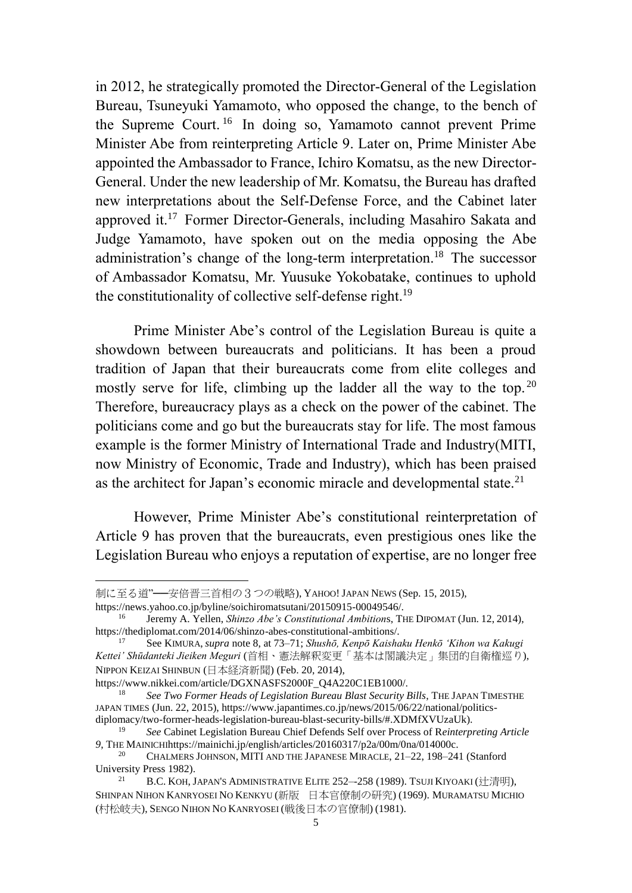in 2012, he strategically promoted the Director-General of the Legislation Bureau, Tsuneyuki Yamamoto, who opposed the change, to the bench of the Supreme Court.[16] In doing so, Yamamoto cannot prevent Prime Minister Abe from reinterpreting Article 9. Later on, Prime Minister Abe appointed the Ambassador to France, Ichiro Komatsu, as the new Director-General. Under the new leadership of Mr. Komatsu, the Bureau has drafted new interpretations about the Self-Defense Force, and the Cabinet later approved it.[17] Former Director-Generals, including Masahiro Sakata and Judge Yamamoto, have spoken out on the media opposing the Abe administration's change of the long-term interpretation.[18] The successor of Ambassador Komatsu, Mr. Yuusuke Yokobatake, continues to uphold the constitutionality of collective self-defense right.[19]

Prime Minister Abe's control of the Legislation Bureau is quite a showdown between bureaucrats and politicians. It has been a proud tradition of Japan that their bureaucrats come from elite colleges and mostly serve for life, climbing up the ladder all the way to the top.[20] Therefore, bureaucracy plays as a check on the power of the cabinet. The politicians come and go but the bureaucrats stay for life. The most famous example is the former Ministry of International Trade and Industry(MITI, now Ministry of Economic, Trade and Industry), which has been praised as the architect for Japan's economic miracle and developmental state.[21]

However, Prime Minister Abe's constitutional reinterpretation of Article 9 has proven that the bureaucrats, even prestigious ones like the Legislation Bureau who enjoys a reputation of expertise, are no longer free

---

制に至る道"──安倍晋三首相の３つの戦略), YAHOO! JAPAN NEWS (Sep. 15, 2015), https://news.yahoo.co.jp/byline/soichiromatsutani/20150915-00049546/.

[16] Jeremy A. Yellen, *Shinzo Abe's Constitutional Ambitions*, THE DIPOMAT (Jun. 12, 2014), https://thediplomat.com/2014/06/shinzo-abes-constitutional-ambitions/.

[17] See KIMURA, *supra* note 8, at 73–71; *Shushō, Kenpō Kaishaku Henkō 'Kihon wa Kakugi Kettei' Shūdanteki Jieiken Meguri* (首相、憲法解釈変更「基本は閣議決定」集団的自衛権巡り), NIPPON KEIZAI SHINBUN (日本経済新聞) (Feb. 20, 2014), https://www.nikkei.com/article/DGXNASFS2000F_Q4A220C1EB1000/.

[18] *See Two Former Heads of Legislation Bureau Blast Security Bills*, THE JAPAN TIMESTHE JAPAN TIMES (Jun. 22, 2015), https://www.japantimes.co.jp/news/2015/06/22/national/politics-diplomacy/two-former-heads-legislation-bureau-blast-security-bills/#.XDMfXVUzaUk).

[19] *See* Cabinet Legislation Bureau Chief Defends Self over Process of R*einterpreting Article 9*, THE MAINICHIhttps://mainichi.jp/english/articles/20160317/p2a/00m/0na/014000c.

[20] CHALMERS JOHNSON, MITI AND THE JAPANESE MIRACLE, 21–22, 198–241 (Stanford University Press 1982).

[21] B.C. KOH, JAPAN'S ADMINISTRATIVE ELITE 252–-258 (1989). TSUJI KIYOAKI (辻清明), SHINPAN NIHON KANRYOSEI NO KENKYU (新版　日本官僚制の研究) (1969). MURAMATSU MICHIO (村松岐夫), SENGO NIHON NO KANRYOSEI (戦後日本の官僚制) (1981).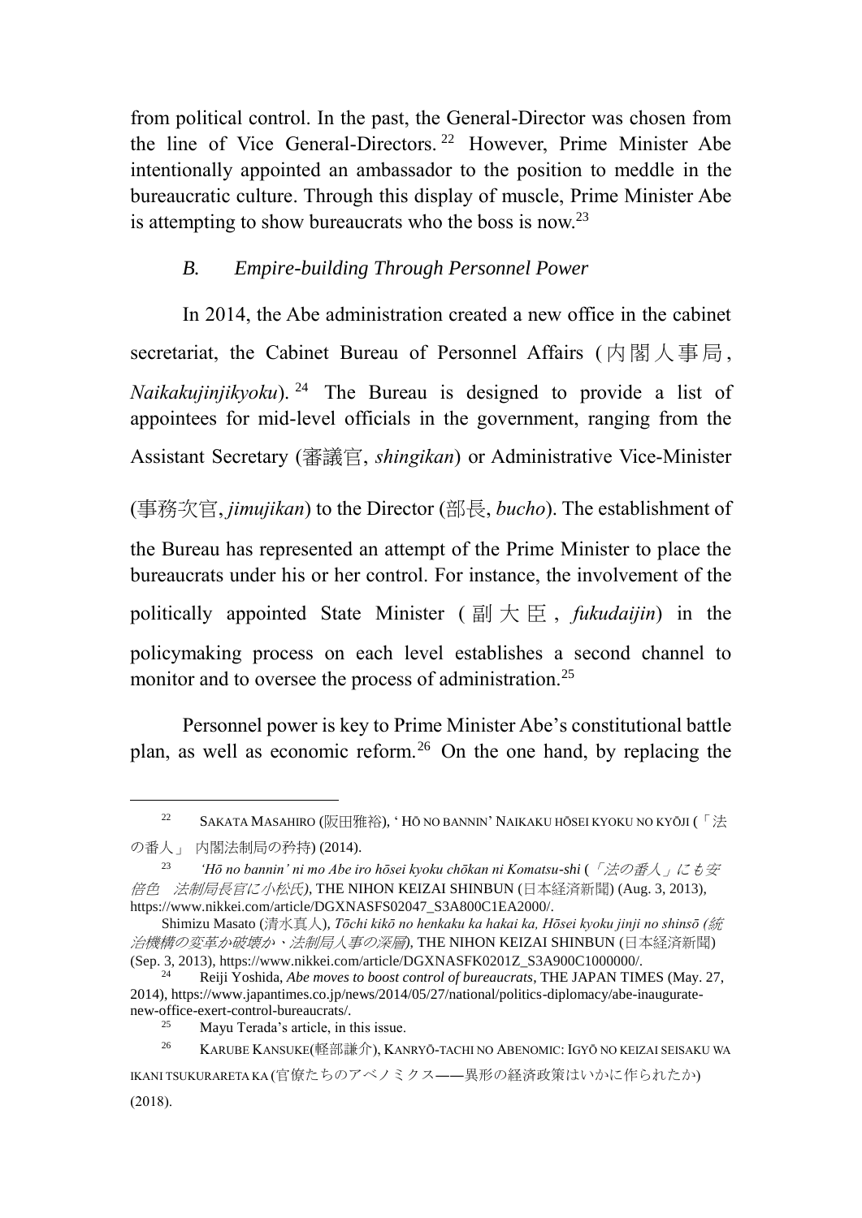from political control. In the past, the General-Director was chosen from the line of Vice General-Directors.[22] However, Prime Minister Abe intentionally appointed an ambassador to the position to meddle in the bureaucratic culture. Through this display of muscle, Prime Minister Abe is attempting to show bureaucrats who the boss is now.[23]

### *B. Empire-building Through Personnel Power*

In 2014, the Abe administration created a new office in the cabinet secretariat, the Cabinet Bureau of Personnel Affairs (内閣人事局, *Naikakujinjikyoku*).[24] The Bureau is designed to provide a list of appointees for mid-level officials in the government, ranging from the Assistant Secretary (審議官, *shingikan*) or Administrative Vice-Minister (事務次官, *jimujikan*) to the Director (部長, *bucho*). The establishment of the Bureau has represented an attempt of the Prime Minister to place the bureaucrats under his or her control. For instance, the involvement of the politically appointed State Minister (副大臣, *fukudaijin*) in the policymaking process on each level establishes a second channel to monitor and to oversee the process of administration.[25]

Personnel power is key to Prime Minister Abe's constitutional battle plan, as well as economic reform.[26] On the one hand, by replacing the

---

[22] SAKATA MASAHIRO (阪田雅裕), 'HŌ NO BANNIN' NAIKAKU HŌSEI KYOKU NO KYŌJI (「法の番人」 内閣法制局の矜持) (2014).

[23] *'Hō no bannin' ni mo Abe iro hōsei kyoku chōkan ni Komatsu-shi* (*「法の番人」にも安倍色　法制局長官に小松氏*), THE NIHON KEIZAI SHINBUN (日本経済新聞) (Aug. 3, 2013), https://www.nikkei.com/article/DGXNASFS02047_S3A800C1EA2000/.

Shimizu Masato (清水真人), *Tōchi kikō no henkaku ka hakai ka, Hōsei kyoku jinji no shinsō (統治機構の変革か破壊か、法制局人事の深層)*, THE NIHON KEIZAI SHINBUN (日本経済新聞) (Sep. 3, 2013), https://www.nikkei.com/article/DGXNASFK0201Z_S3A900C1000000/.

[24] Reiji Yoshida, *Abe moves to boost control of bureaucrats*, THE JAPAN TIMES (May. 27, 2014), https://www.japantimes.co.jp/news/2014/05/27/national/politics-diplomacy/abe-inaugurate-new-office-exert-control-bureaucrats/.

[25] Mayu Terada's article, in this issue.

[26] KARUBE KANSUKE(軽部謙介), KANRYŌ-TACHI NO ABENOMIC: IGYŌ NO KEIZAI SEISAKU WA IKANI TSUKURARETA KA (官僚たちのアベノミクス——異形の経済政策はいかに作られたか) (2018).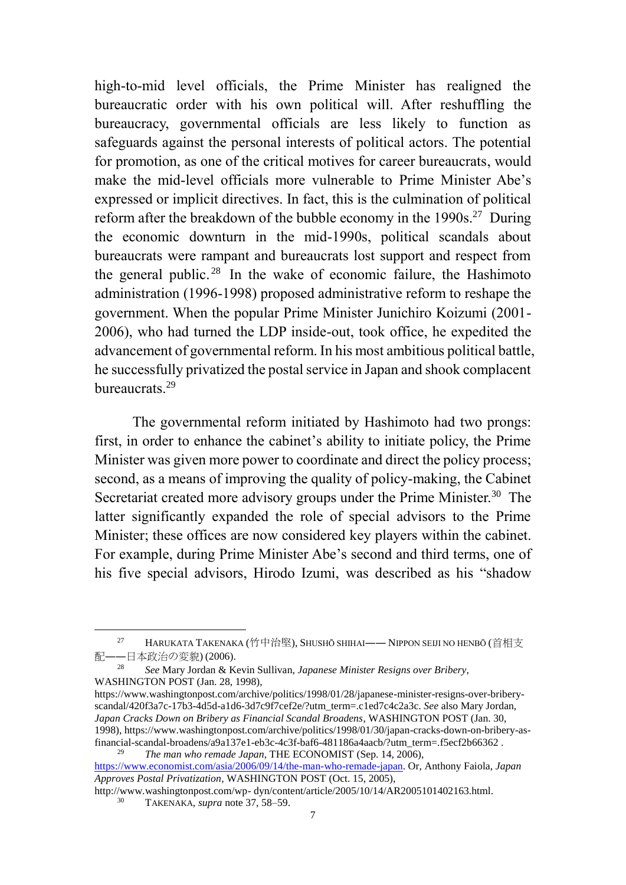high-to-mid level officials, the Prime Minister has realigned the bureaucratic order with his own political will. After reshuffling the bureaucracy, governmental officials are less likely to function as safeguards against the personal interests of political actors. The potential for promotion, as one of the critical motives for career bureaucrats, would make the mid-level officials more vulnerable to Prime Minister Abe's expressed or implicit directives. In fact, this is the culmination of political reform after the breakdown of the bubble economy in the 1990s.[27] During the economic downturn in the mid-1990s, political scandals about bureaucrats were rampant and bureaucrats lost support and respect from the general public.[28] In the wake of economic failure, the Hashimoto administration (1996-1998) proposed administrative reform to reshape the government. When the popular Prime Minister Junichiro Koizumi (2001-2006), who had turned the LDP inside-out, took office, he expedited the advancement of governmental reform. In his most ambitious political battle, he successfully privatized the postal service in Japan and shook complacent bureaucrats.[29]

The governmental reform initiated by Hashimoto had two prongs: first, in order to enhance the cabinet's ability to initiate policy, the Prime Minister was given more power to coordinate and direct the policy process; second, as a means of improving the quality of policy-making, the Cabinet Secretariat created more advisory groups under the Prime Minister.[30] The latter significantly expanded the role of special advisors to the Prime Minister; these offices are now considered key players within the cabinet. For example, during Prime Minister Abe's second and third terms, one of his five special advisors, Hirodo Izumi, was described as his "shadow

---

[27] HARUKATA TAKENAKA (竹中治堅), SHUSHŌ SHIHAI—— NIPPON SEIJI NO HENBŌ (首相支配——日本政治の変貌) (2006).

[28] *See* Mary Jordan & Kevin Sullivan, *Japanese Minister Resigns over Bribery*, WASHINGTON POST (Jan. 28, 1998), https://www.washingtonpost.com/archive/politics/1998/01/28/japanese-minister-resigns-over-bribery-scandal/420f3a7c-17b3-4d5d-a1d6-3d7c9f7cef2e/?utm_term=.c1ed7c4c2a3c. *See* also Mary Jordan, *Japan Cracks Down on Bribery as Financial Scandal Broadens*, WASHINGTON POST (Jan. 30, 1998), https://www.washingtonpost.com/archive/politics/1998/01/30/japan-cracks-down-on-bribery-as-financial-scandal-broadens/a9a137e1-eb3c-4c3f-baf6-481186a4aacb/?utm_term=.f5ecf2b66362 .

[29] *The man who remade Japan*, THE ECONOMIST (Sep. 14, 2006), https://www.economist.com/asia/2006/09/14/the-man-who-remade-japan. Or, Anthony Faiola, *Japan Approves Postal Privatization*, WASHINGTON POST (Oct. 15, 2005), http://www.washingtonpost.com/wp- dyn/content/article/2005/10/14/AR2005101402163.html.

[30] TAKENAKA, *supra* note 37, 58–59.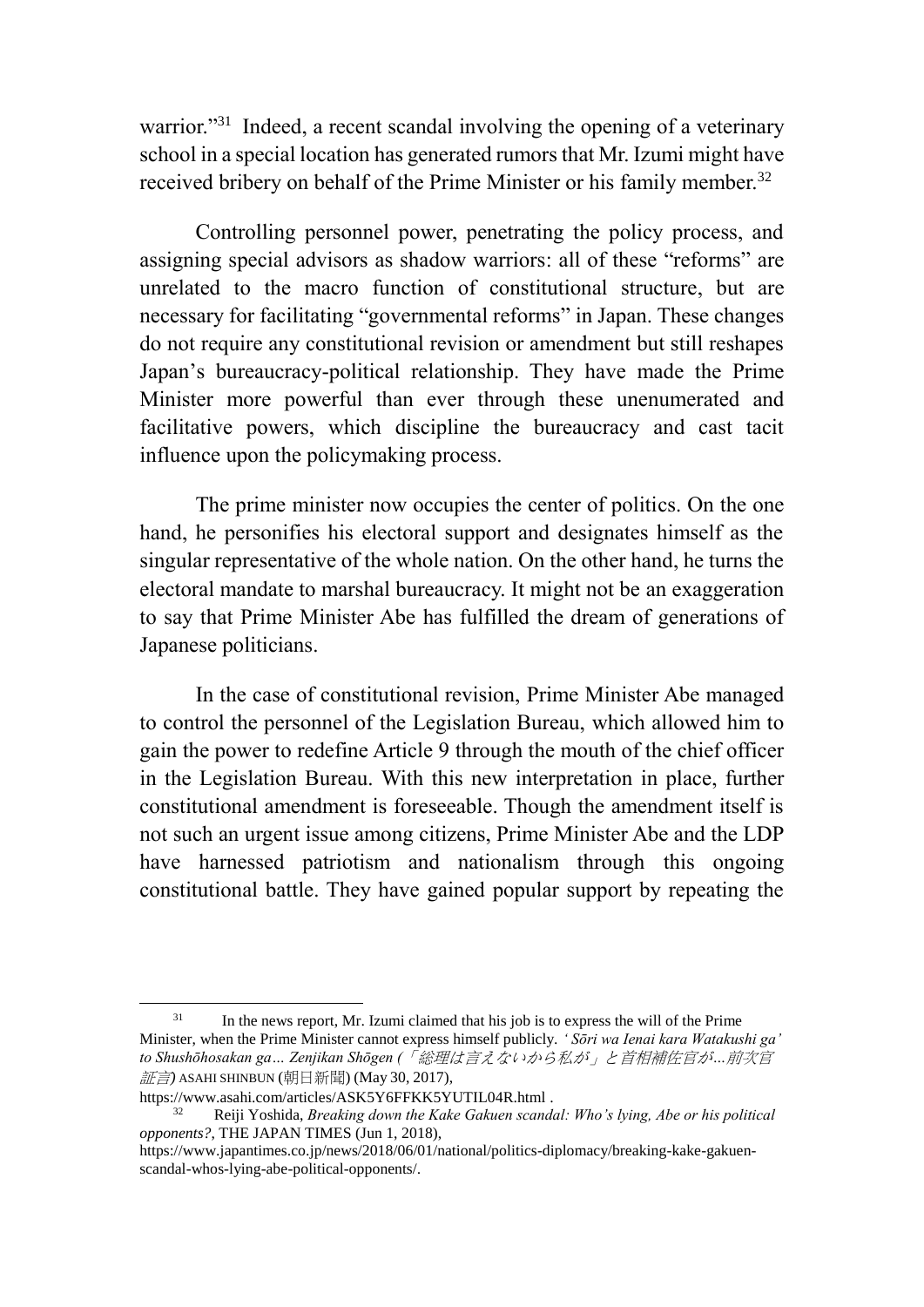warrior."[31] Indeed, a recent scandal involving the opening of a veterinary school in a special location has generated rumors that Mr. Izumi might have received bribery on behalf of the Prime Minister or his family member.[32]

Controlling personnel power, penetrating the policy process, and assigning special advisors as shadow warriors: all of these "reforms" are unrelated to the macro function of constitutional structure, but are necessary for facilitating "governmental reforms" in Japan. These changes do not require any constitutional revision or amendment but still reshapes Japan's bureaucracy-political relationship. They have made the Prime Minister more powerful than ever through these unenumerated and facilitative powers, which discipline the bureaucracy and cast tacit influence upon the policymaking process.

The prime minister now occupies the center of politics. On the one hand, he personifies his electoral support and designates himself as the singular representative of the whole nation. On the other hand, he turns the electoral mandate to marshal bureaucracy. It might not be an exaggeration to say that Prime Minister Abe has fulfilled the dream of generations of Japanese politicians.

In the case of constitutional revision, Prime Minister Abe managed to control the personnel of the Legislation Bureau, which allowed him to gain the power to redefine Article 9 through the mouth of the chief officer in the Legislation Bureau. With this new interpretation in place, further constitutional amendment is foreseeable. Though the amendment itself is not such an urgent issue among citizens, Prime Minister Abe and the LDP have harnessed patriotism and nationalism through this ongoing constitutional battle. They have gained popular support by repeating the

---

[31] In the news report, Mr. Izumi claimed that his job is to express the will of the Prime Minister, when the Prime Minister cannot express himself publicly. *'Sōri wa Ienai kara Watakushi ga' to Shushōhosakan ga… Zenjikan Shōgen (「総理は言えないから私が」と首相補佐官が...前次官証言)* ASAHI SHINBUN (朝日新聞) (May 30, 2017), https://www.asahi.com/articles/ASK5Y6FFKK5YUTIL04R.html .

[32] Reiji Yoshida, *Breaking down the Kake Gakuen scandal: Who's lying, Abe or his political opponents?*, THE JAPAN TIMES (Jun 1, 2018), https://www.japantimes.co.jp/news/2018/06/01/national/politics-diplomacy/breaking-kake-gakuen-scandal-whos-lying-abe-political-opponents/.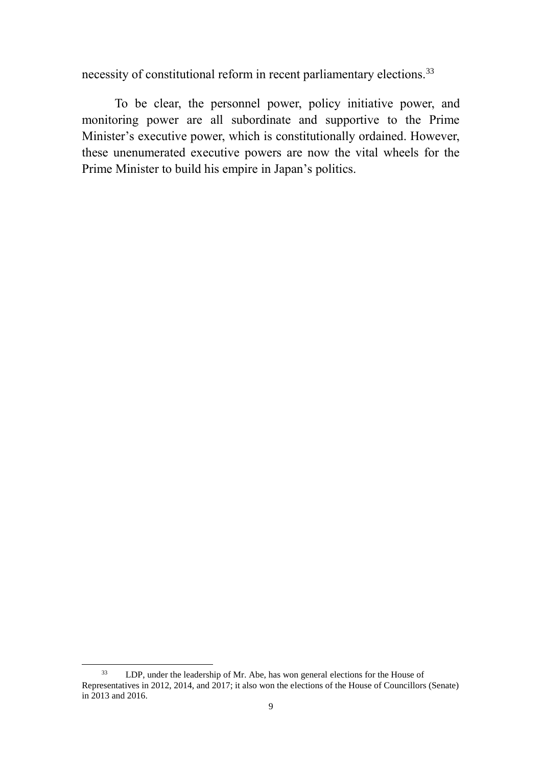necessity of constitutional reform in recent parliamentary elections.[33]

To be clear, the personnel power, policy initiative power, and monitoring power are all subordinate and supportive to the Prime Minister's executive power, which is constitutionally ordained. However, these unenumerated executive powers are now the vital wheels for the Prime Minister to build his empire in Japan's politics.

---

[33] LDP, under the leadership of Mr. Abe, has won general elections for the House of Representatives in 2012, 2014, and 2017; it also won the elections of the House of Councillors (Senate) in 2013 and 2016.